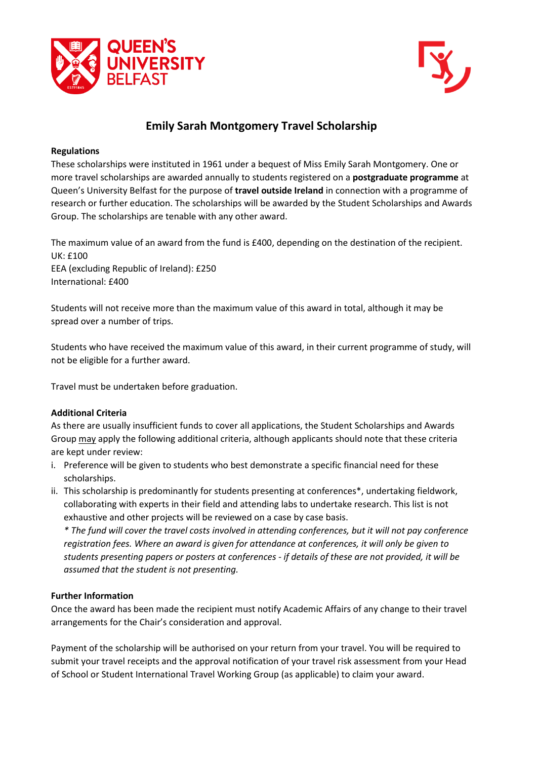# Emily Sarah Montgomery Travel Scholarship

**Regulations**

These scholarships were instituted in 1961 under a bequest of Miss Emily Sarah Montgomery. One or more travel scholarships are awarded annually to students registered on a **postgraduate programme** at Queen's University Belfast for the purpose of **travel outside Ireland** in connection with a programme of research or further education. The scholarships will be awarded by the Student Scholarships and Awards Group. The scholarships are tenable with any other award.

The maximum value of an award from the fund is £400, depending on the destination of the recipient.
UK: £100
EEA (excluding Republic of Ireland): £250
International: £400

Students will not receive more than the maximum value of this award in total, although it may be spread over a number of trips.

Students who have received the maximum value of this award, in their current programme of study, will not be eligible for a further award.

Travel must be undertaken before graduation.

**Additional Criteria**

As there are usually insufficient funds to cover all applications, the Student Scholarships and Awards Group may apply the following additional criteria, although applicants should note that these criteria are kept under review:

i. Preference will be given to students who best demonstrate a specific financial need for these scholarships.
ii. This scholarship is predominantly for students presenting at conferences*, undertaking fieldwork, collaborating with experts in their field and attending labs to undertake research. This list is not exhaustive and other projects will be reviewed on a case by case basis.
*\* The fund will cover the travel costs involved in attending conferences, but it will not pay conference registration fees. Where an award is given for attendance at conferences, it will only be given to students presenting papers or posters at conferences - if details of these are not provided, it will be assumed that the student is not presenting.*

**Further Information**

Once the award has been made the recipient must notify Academic Affairs of any change to their travel arrangements for the Chair's consideration and approval.

Payment of the scholarship will be authorised on your return from your travel. You will be required to submit your travel receipts and the approval notification of your travel risk assessment from your Head of School or Student International Travel Working Group (as applicable) to claim your award.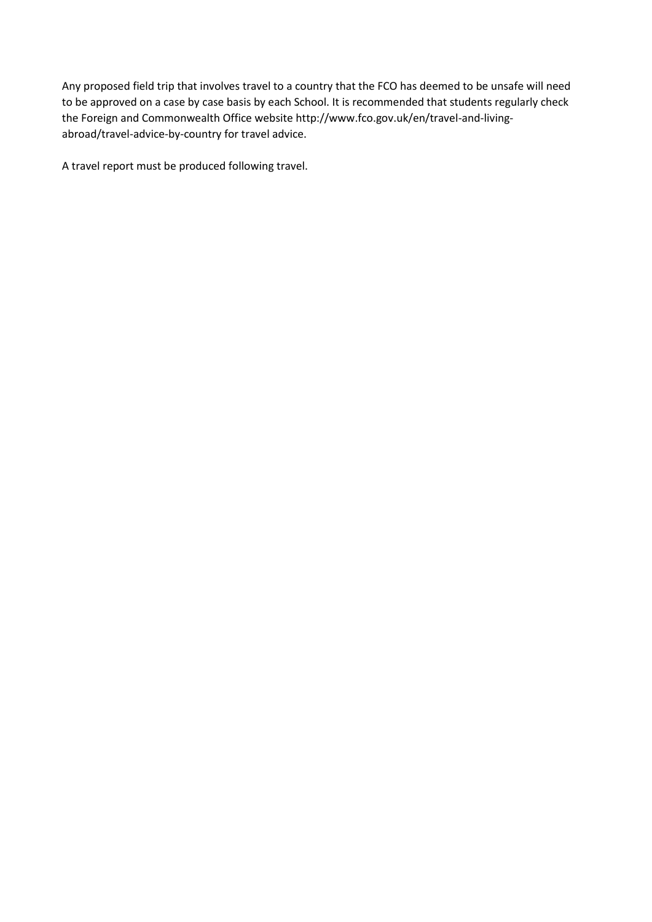Any proposed field trip that involves travel to a country that the FCO has deemed to be unsafe will need to be approved on a case by case basis by each School. It is recommended that students regularly check the Foreign and Commonwealth Office website http://www.fco.gov.uk/en/travel-and-living-abroad/travel-advice-by-country for travel advice.

A travel report must be produced following travel.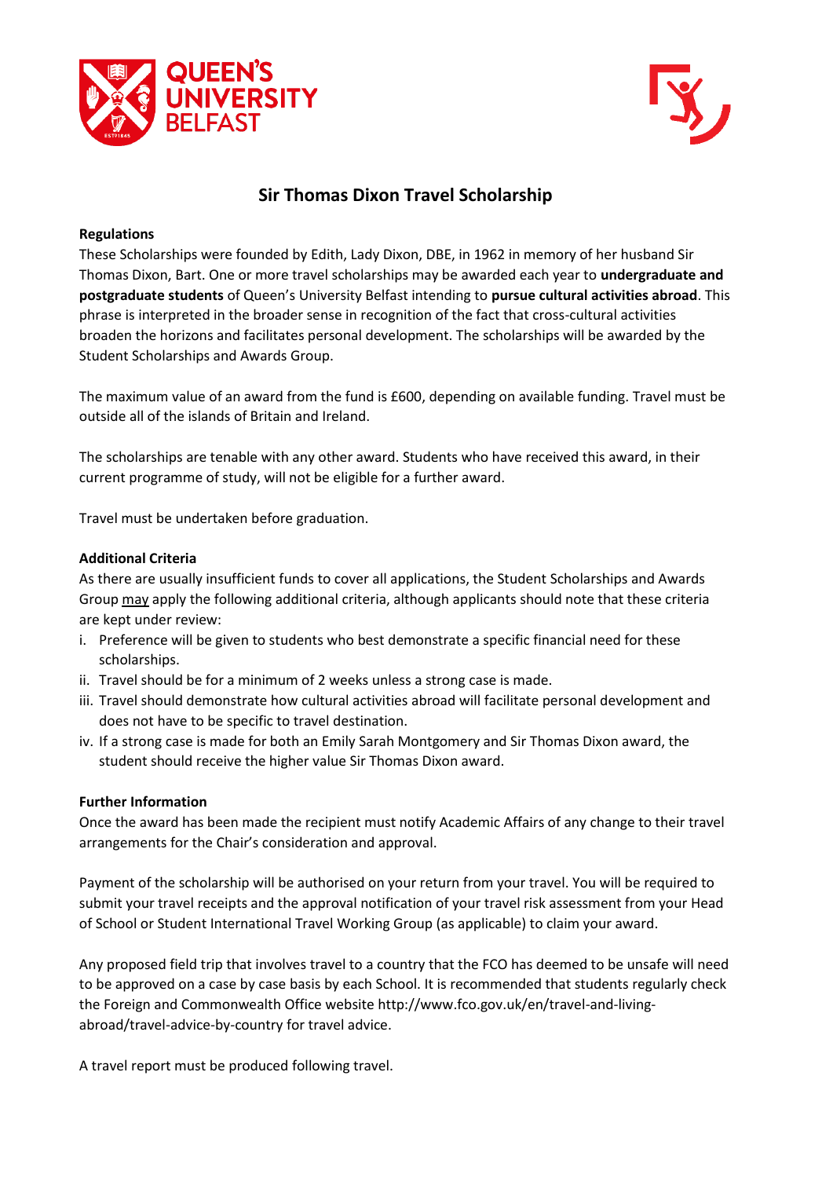# Sir Thomas Dixon Travel Scholarship

**Regulations**

These Scholarships were founded by Edith, Lady Dixon, DBE, in 1962 in memory of her husband Sir Thomas Dixon, Bart. One or more travel scholarships may be awarded each year to **undergraduate and postgraduate students** of Queen's University Belfast intending to **pursue cultural activities abroad**. This phrase is interpreted in the broader sense in recognition of the fact that cross-cultural activities broaden the horizons and facilitates personal development. The scholarships will be awarded by the Student Scholarships and Awards Group.

The maximum value of an award from the fund is £600, depending on available funding. Travel must be outside all of the islands of Britain and Ireland.

The scholarships are tenable with any other award. Students who have received this award, in their current programme of study, will not be eligible for a further award.

Travel must be undertaken before graduation.

**Additional Criteria**

As there are usually insufficient funds to cover all applications, the Student Scholarships and Awards Group <u>may</u> apply the following additional criteria, although applicants should note that these criteria are kept under review:

i. Preference will be given to students who best demonstrate a specific financial need for these scholarships.
ii. Travel should be for a minimum of 2 weeks unless a strong case is made.
iii. Travel should demonstrate how cultural activities abroad will facilitate personal development and does not have to be specific to travel destination.
iv. If a strong case is made for both an Emily Sarah Montgomery and Sir Thomas Dixon award, the student should receive the higher value Sir Thomas Dixon award.

**Further Information**

Once the award has been made the recipient must notify Academic Affairs of any change to their travel arrangements for the Chair's consideration and approval.

Payment of the scholarship will be authorised on your return from your travel. You will be required to submit your travel receipts and the approval notification of your travel risk assessment from your Head of School or Student International Travel Working Group (as applicable) to claim your award.

Any proposed field trip that involves travel to a country that the FCO has deemed to be unsafe will need to be approved on a case by case basis by each School. It is recommended that students regularly check the Foreign and Commonwealth Office website http://www.fco.gov.uk/en/travel-and-living-abroad/travel-advice-by-country for travel advice.

A travel report must be produced following travel.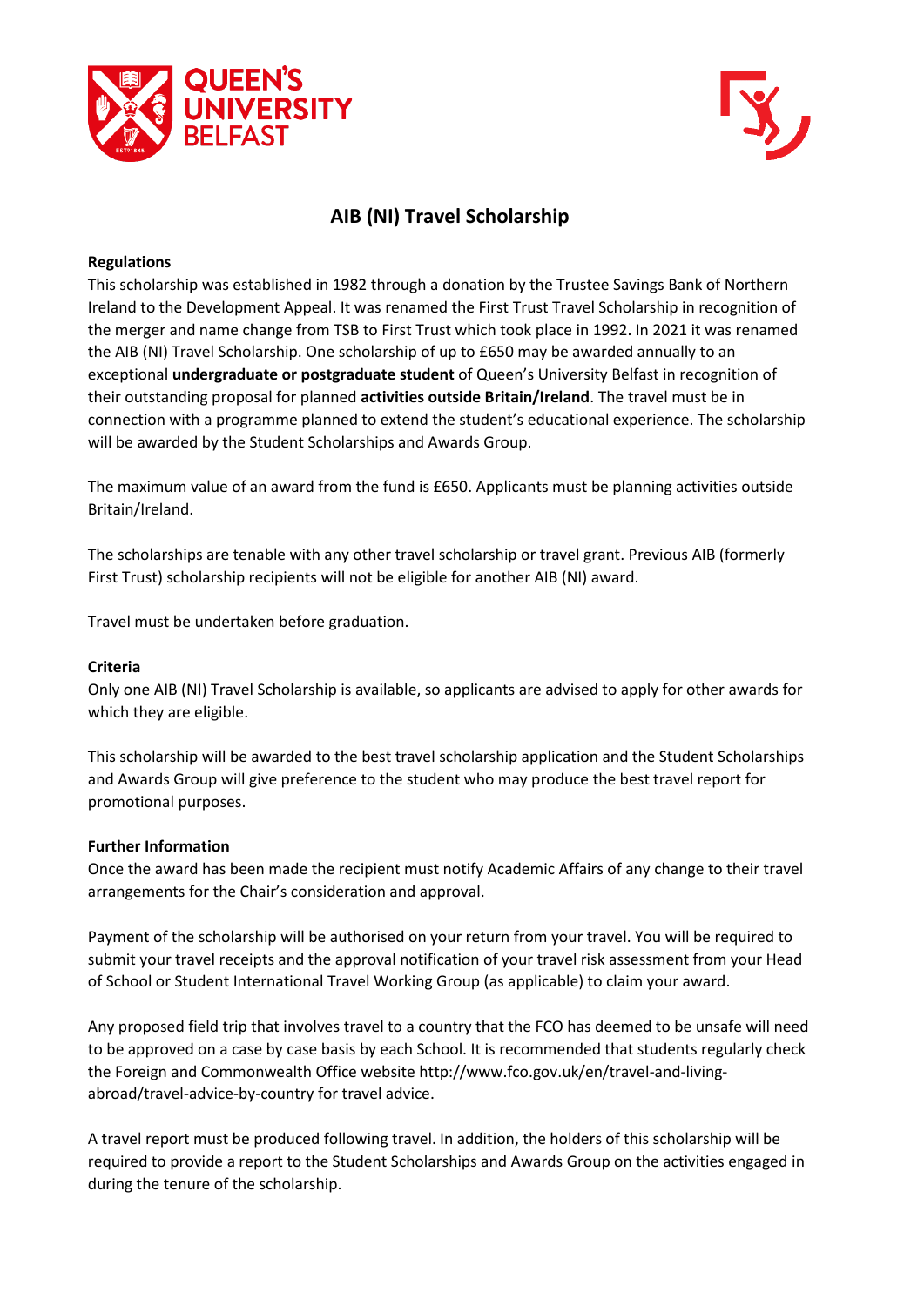# AIB (NI) Travel Scholarship

**Regulations**

This scholarship was established in 1982 through a donation by the Trustee Savings Bank of Northern Ireland to the Development Appeal. It was renamed the First Trust Travel Scholarship in recognition of the merger and name change from TSB to First Trust which took place in 1992. In 2021 it was renamed the AIB (NI) Travel Scholarship. One scholarship of up to £650 may be awarded annually to an exceptional **undergraduate or postgraduate student** of Queen's University Belfast in recognition of their outstanding proposal for planned **activities outside Britain/Ireland**. The travel must be in connection with a programme planned to extend the student's educational experience. The scholarship will be awarded by the Student Scholarships and Awards Group.

The maximum value of an award from the fund is £650. Applicants must be planning activities outside Britain/Ireland.

The scholarships are tenable with any other travel scholarship or travel grant. Previous AIB (formerly First Trust) scholarship recipients will not be eligible for another AIB (NI) award.

Travel must be undertaken before graduation.

**Criteria**

Only one AIB (NI) Travel Scholarship is available, so applicants are advised to apply for other awards for which they are eligible.

This scholarship will be awarded to the best travel scholarship application and the Student Scholarships and Awards Group will give preference to the student who may produce the best travel report for promotional purposes.

**Further Information**

Once the award has been made the recipient must notify Academic Affairs of any change to their travel arrangements for the Chair's consideration and approval.

Payment of the scholarship will be authorised on your return from your travel. You will be required to submit your travel receipts and the approval notification of your travel risk assessment from your Head of School or Student International Travel Working Group (as applicable) to claim your award.

Any proposed field trip that involves travel to a country that the FCO has deemed to be unsafe will need to be approved on a case by case basis by each School. It is recommended that students regularly check the Foreign and Commonwealth Office website http://www.fco.gov.uk/en/travel-and-living-abroad/travel-advice-by-country for travel advice.

A travel report must be produced following travel. In addition, the holders of this scholarship will be required to provide a report to the Student Scholarships and Awards Group on the activities engaged in during the tenure of the scholarship.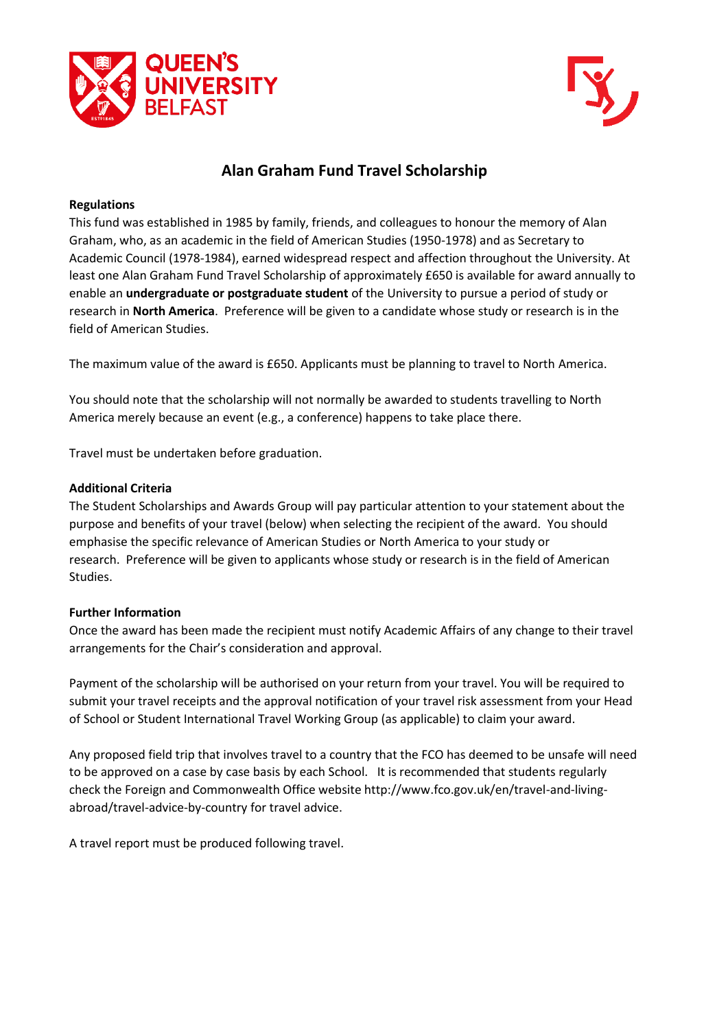# Alan Graham Fund Travel Scholarship

**Regulations**

This fund was established in 1985 by family, friends, and colleagues to honour the memory of Alan Graham, who, as an academic in the field of American Studies (1950-1978) and as Secretary to Academic Council (1978-1984), earned widespread respect and affection throughout the University. At least one Alan Graham Fund Travel Scholarship of approximately £650 is available for award annually to enable an **undergraduate or postgraduate student** of the University to pursue a period of study or research in **North America**. Preference will be given to a candidate whose study or research is in the field of American Studies.

The maximum value of the award is £650. Applicants must be planning to travel to North America.

You should note that the scholarship will not normally be awarded to students travelling to North America merely because an event (e.g., a conference) happens to take place there.

Travel must be undertaken before graduation.

**Additional Criteria**

The Student Scholarships and Awards Group will pay particular attention to your statement about the purpose and benefits of your travel (below) when selecting the recipient of the award. You should emphasise the specific relevance of American Studies or North America to your study or research. Preference will be given to applicants whose study or research is in the field of American Studies.

**Further Information**

Once the award has been made the recipient must notify Academic Affairs of any change to their travel arrangements for the Chair's consideration and approval.

Payment of the scholarship will be authorised on your return from your travel. You will be required to submit your travel receipts and the approval notification of your travel risk assessment from your Head of School or Student International Travel Working Group (as applicable) to claim your award.

Any proposed field trip that involves travel to a country that the FCO has deemed to be unsafe will need to be approved on a case by case basis by each School. It is recommended that students regularly check the Foreign and Commonwealth Office website http://www.fco.gov.uk/en/travel-and-living-abroad/travel-advice-by-country for travel advice.

A travel report must be produced following travel.